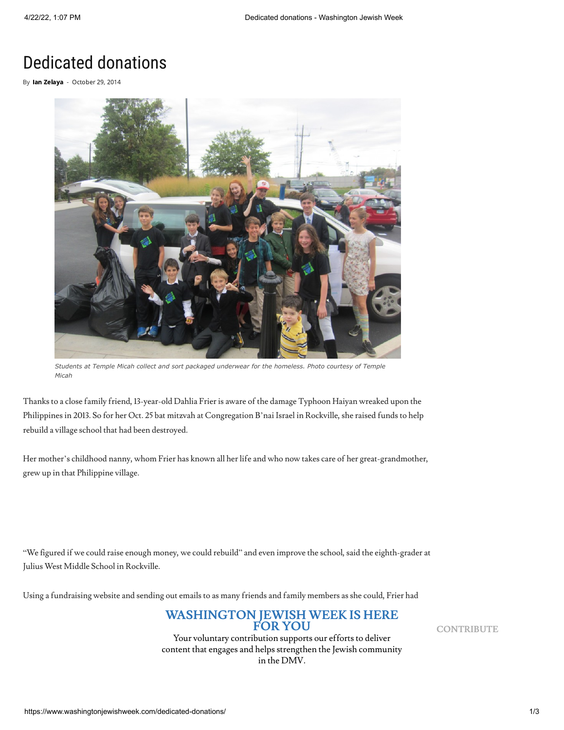# Dedicated donations

By **Ian Zelaya** - October 29, 2014

*Students at Temple Micah collect and sort packaged underwear for the homeless. Photo courtesy of Temple Micah*

Thanks to a close family friend, 13-year-old Dahlia Frier is aware of the damage Typhoon Haiyan wreaked upon the Philippines in 2013. So for her Oct. 25 bat mitzvah at Congregation B'nai Israel in Rockville, she raised funds to help rebuild a village school that had been destroyed.

Her mother's childhood nanny, whom Frier has known all her life and who now takes care of her great-grandmother, grew up in that Philippine village.

"We figured if we could raise enough money, we could rebuild" and even improve the school, said the eighth-grader at Julius West Middle School in Rockville.

Using a fundraising website and sending out emails to as many friends and family members as she could, Frier had

**WASHINGTON JEWISH WEEK IS HERE FOR YOU**

Your voluntary contribution supports our efforts to deliver content that engages and helps strengthen the Jewish community in the DMV.

CONTRIBUTE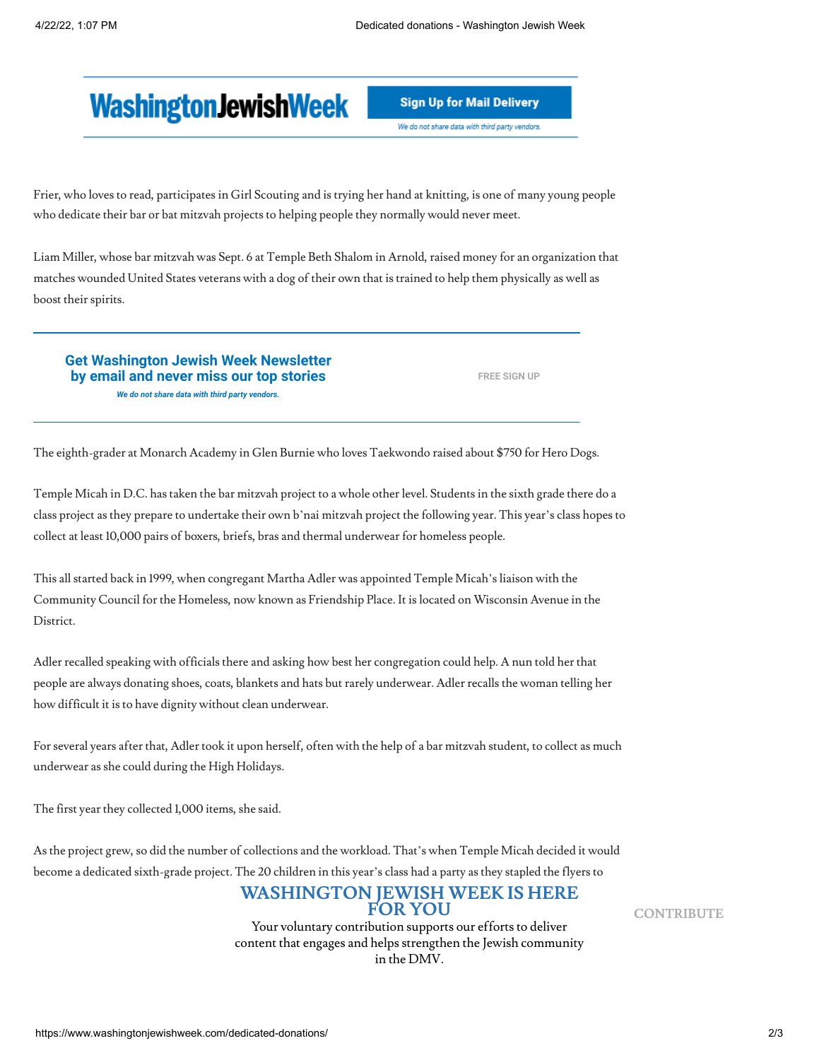Frier, who loves to read, participates in Girl Scouting and is trying her hand at knitting, is one of many young people who dedicate their bar or bat mitzvah projects to helping people they normally would never meet.

Liam Miller, whose bar mitzvah was Sept. 6 at Temple Beth Shalom in Arnold, raised money for an organization that matches wounded United States veterans with a dog of their own that is trained to help them physically as well as boost their spirits.

The eighth-grader at Monarch Academy in Glen Burnie who loves Taekwondo raised about $750 for Hero Dogs.

Temple Micah in D.C. has taken the bar mitzvah project to a whole other level. Students in the sixth grade there do a class project as they prepare to undertake their own b'nai mitzvah project the following year. This year's class hopes to collect at least 10,000 pairs of boxers, briefs, bras and thermal underwear for homeless people.

This all started back in 1999, when congregant Martha Adler was appointed Temple Micah's liaison with the Community Council for the Homeless, now known as Friendship Place. It is located on Wisconsin Avenue in the District.

Adler recalled speaking with officials there and asking how best her congregation could help. A nun told her that people are always donating shoes, coats, blankets and hats but rarely underwear. Adler recalls the woman telling her how difficult it is to have dignity without clean underwear.

For several years after that, Adler took it upon herself, often with the help of a bar mitzvah student, to collect as much underwear as she could during the High Holidays.

The first year they collected 1,000 items, she said.

As the project grew, so did the number of collections and the workload. That's when Temple Micah decided it would become a dedicated sixth-grade project. The 20 children in this year's class had a party as they stapled the flyers to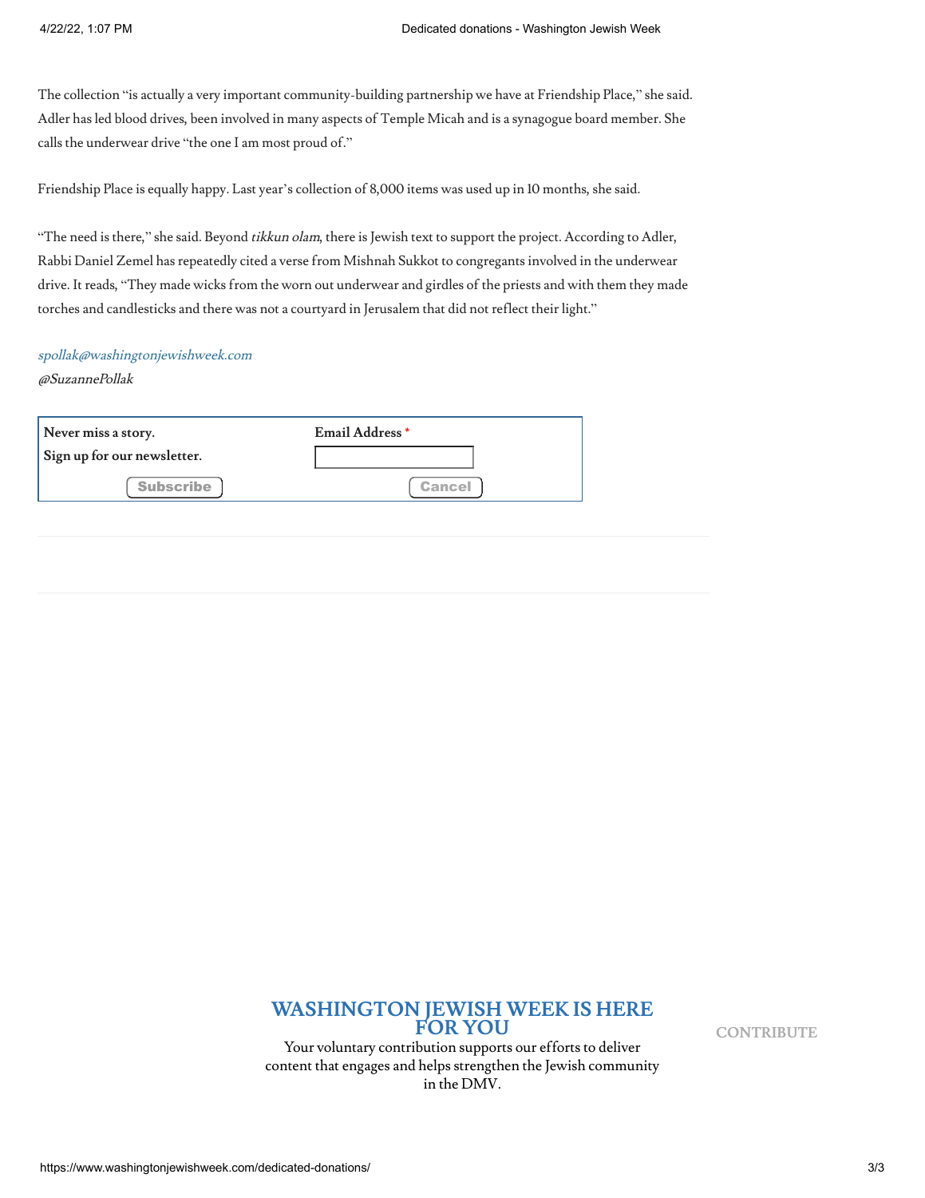The collection "is actually a very important community-building partnership we have at Friendship Place," she said. Adler has led blood drives, been involved in many aspects of Temple Micah and is a synagogue board member. She calls the underwear drive "the one I am most proud of."

Friendship Place is equally happy. Last year's collection of 8,000 items was used up in 10 months, she said.

"The need is there," she said. Beyond *tikkun olam*, there is Jewish text to support the project. According to Adler, Rabbi Daniel Zemel has repeatedly cited a verse from Mishnah Sukkot to congregants involved in the underwear drive. It reads, "They made wicks from the worn out underwear and girdles of the priests and with them they made torches and candlesticks and there was not a courtyard in Jerusalem that did not reflect their light."

*spollak@washingtonjewishweek.com*

*@SuzannePollak*

**Never miss a story.**

**Sign up for our newsletter.**

**Email Address** *

Subscribe Cancel

## WASHINGTON JEWISH WEEK IS HERE FOR YOU

Your voluntary contribution supports our efforts to deliver content that engages and helps strengthen the Jewish community in the DMV.

CONTRIBUTE